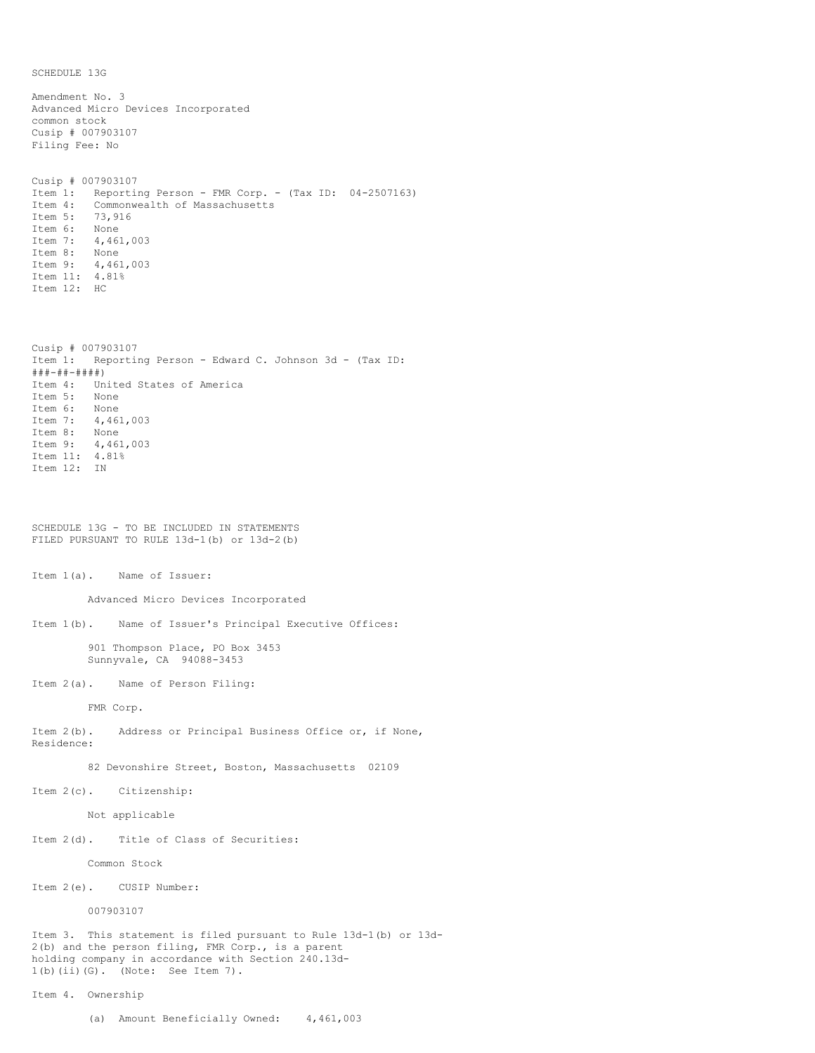SCHEDULE 13G

Amendment No. 3
Advanced Micro Devices Incorporated
common stock
Cusip # 007903107
Filing Fee: No

Cusip # 007903107
Item 1: Reporting Person - FMR Corp. - (Tax ID: 04-2507163)
Item 4: Commonwealth of Massachusetts
Item 5: 73,916
Item 6: None
Item 7: 4,461,003
Item 8: None
Item 9: 4,461,003
Item 11: 4.81%
Item 12: HC

Cusip # 007903107
Item 1: Reporting Person - Edward C. Johnson 3d - (Tax ID: ###-##-####)
Item 4: United States of America
Item 5: None
Item 6: None
Item 7: 4,461,003
Item 8: None
Item 9: 4,461,003
Item 11: 4.81%
Item 12: IN

SCHEDULE 13G - TO BE INCLUDED IN STATEMENTS
FILED PURSUANT TO RULE 13d-1(b) or 13d-2(b)

Item 1(a). Name of Issuer:

Advanced Micro Devices Incorporated

Item 1(b). Name of Issuer's Principal Executive Offices:

901 Thompson Place, PO Box 3453
Sunnyvale, CA 94088-3453

Item 2(a). Name of Person Filing:

FMR Corp.

Item 2(b). Address or Principal Business Office or, if None, Residence:

82 Devonshire Street, Boston, Massachusetts 02109

Item 2(c). Citizenship:

Not applicable

Item 2(d). Title of Class of Securities:

Common Stock

Item 2(e). CUSIP Number:

007903107

Item 3. This statement is filed pursuant to Rule 13d-1(b) or 13d-2(b) and the person filing, FMR Corp., is a parent holding company in accordance with Section 240.13d-1(b)(ii)(G). (Note: See Item 7).

Item 4. Ownership

(a) Amount Beneficially Owned: 4,461,003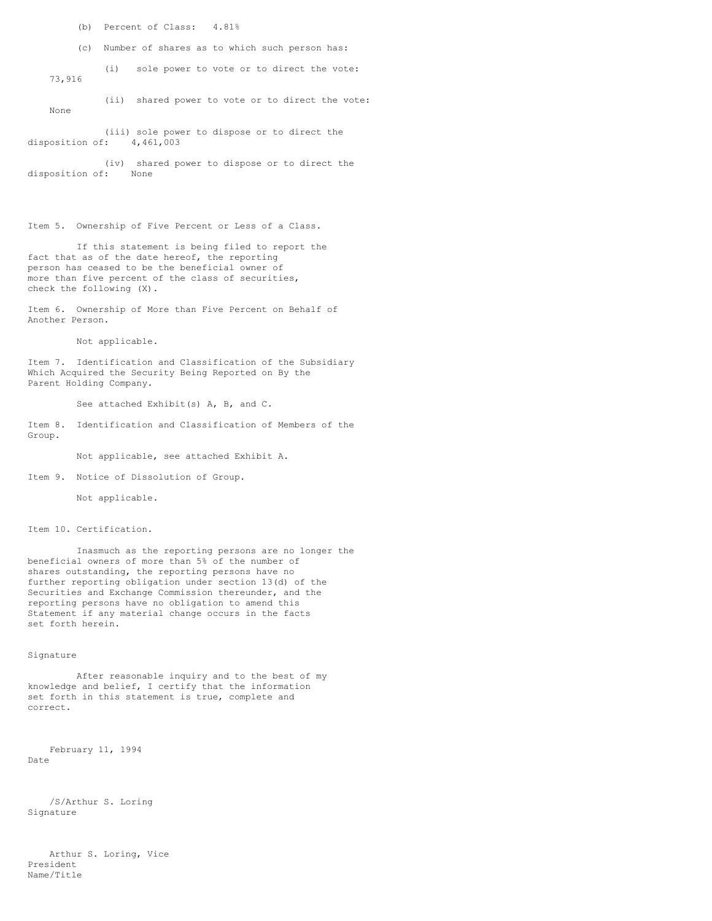(b) Percent of Class: 4.81%

(c) Number of shares as to which such person has:

(i) sole power to vote or to direct the vote: 73,916

(ii) shared power to vote or to direct the vote: None

(iii) sole power to dispose or to direct the disposition of: 4,461,003

(iv) shared power to dispose or to direct the disposition of: None

Item 5. Ownership of Five Percent or Less of a Class.

If this statement is being filed to report the fact that as of the date hereof, the reporting person has ceased to be the beneficial owner of more than five percent of the class of securities, check the following (X).

Item 6. Ownership of More than Five Percent on Behalf of Another Person.

Not applicable.

Item 7. Identification and Classification of the Subsidiary Which Acquired the Security Being Reported on By the Parent Holding Company.

See attached Exhibit(s) A, B, and C.

Item 8. Identification and Classification of Members of the Group.

Not applicable, see attached Exhibit A.

Item 9. Notice of Dissolution of Group.

Not applicable.

Item 10. Certification.

Inasmuch as the reporting persons are no longer the beneficial owners of more than 5% of the number of shares outstanding, the reporting persons have no further reporting obligation under section 13(d) of the Securities and Exchange Commission thereunder, and the reporting persons have no obligation to amend this Statement if any material change occurs in the facts set forth herein.

Signature

After reasonable inquiry and to the best of my knowledge and belief, I certify that the information set forth in this statement is true, complete and correct.

February 11, 1994
Date

/S/Arthur S. Loring
Signature

Arthur S. Loring, Vice President
Name/Title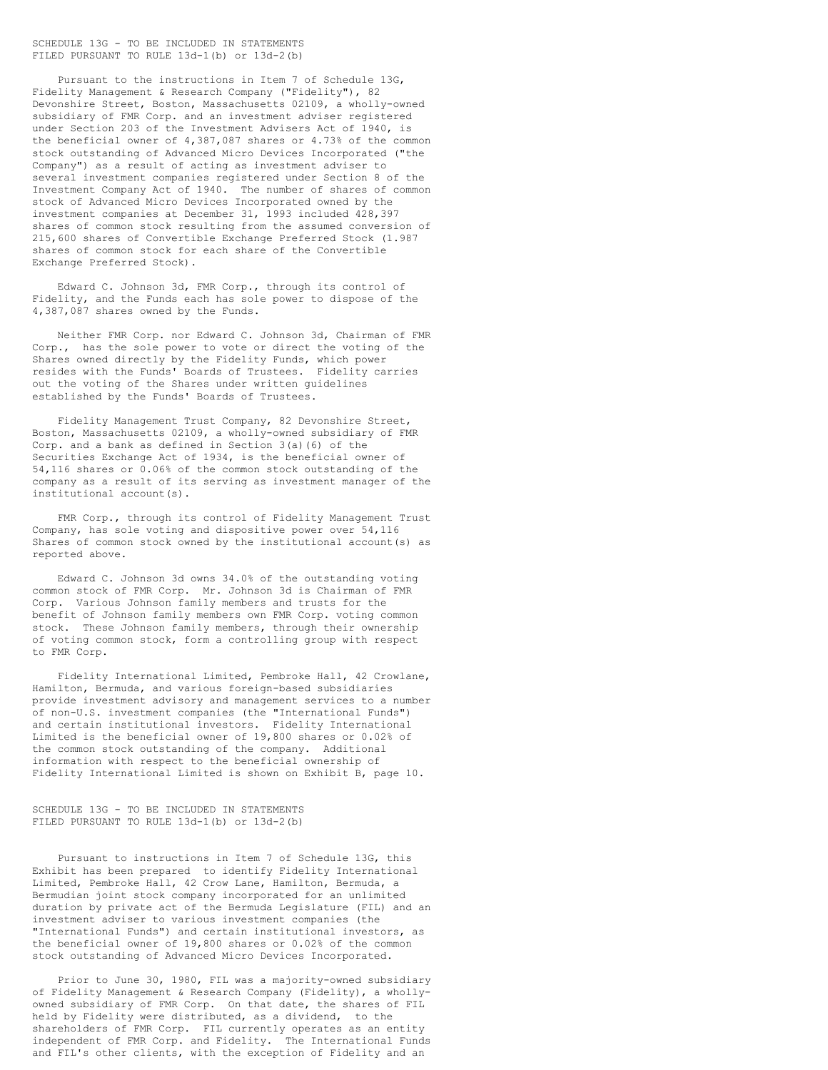SCHEDULE 13G - TO BE INCLUDED IN STATEMENTS
FILED PURSUANT TO RULE 13d-1(b) or 13d-2(b)

Pursuant to the instructions in Item 7 of Schedule 13G, Fidelity Management & Research Company ("Fidelity"), 82 Devonshire Street, Boston, Massachusetts 02109, a wholly-owned subsidiary of FMR Corp. and an investment adviser registered under Section 203 of the Investment Advisers Act of 1940, is the beneficial owner of 4,387,087 shares or 4.73% of the common stock outstanding of Advanced Micro Devices Incorporated ("the Company") as a result of acting as investment adviser to several investment companies registered under Section 8 of the Investment Company Act of 1940. The number of shares of common stock of Advanced Micro Devices Incorporated owned by the investment companies at December 31, 1993 included 428,397 shares of common stock resulting from the assumed conversion of 215,600 shares of Convertible Exchange Preferred Stock (1.987 shares of common stock for each share of the Convertible Exchange Preferred Stock).

Edward C. Johnson 3d, FMR Corp., through its control of Fidelity, and the Funds each has sole power to dispose of the 4,387,087 shares owned by the Funds.

Neither FMR Corp. nor Edward C. Johnson 3d, Chairman of FMR Corp., has the sole power to vote or direct the voting of the Shares owned directly by the Fidelity Funds, which power resides with the Funds' Boards of Trustees. Fidelity carries out the voting of the Shares under written guidelines established by the Funds' Boards of Trustees.

Fidelity Management Trust Company, 82 Devonshire Street, Boston, Massachusetts 02109, a wholly-owned subsidiary of FMR Corp. and a bank as defined in Section 3(a)(6) of the Securities Exchange Act of 1934, is the beneficial owner of 54,116 shares or 0.06% of the common stock outstanding of the company as a result of its serving as investment manager of the institutional account(s).

FMR Corp., through its control of Fidelity Management Trust Company, has sole voting and dispositive power over 54,116 Shares of common stock owned by the institutional account(s) as reported above.

Edward C. Johnson 3d owns 34.0% of the outstanding voting common stock of FMR Corp. Mr. Johnson 3d is Chairman of FMR Corp. Various Johnson family members and trusts for the benefit of Johnson family members own FMR Corp. voting common stock. These Johnson family members, through their ownership of voting common stock, form a controlling group with respect to FMR Corp.

Fidelity International Limited, Pembroke Hall, 42 Crowlane, Hamilton, Bermuda, and various foreign-based subsidiaries provide investment advisory and management services to a number of non-U.S. investment companies (the "International Funds") and certain institutional investors. Fidelity International Limited is the beneficial owner of 19,800 shares or 0.02% of the common stock outstanding of the company. Additional information with respect to the beneficial ownership of Fidelity International Limited is shown on Exhibit B, page 10.

SCHEDULE 13G - TO BE INCLUDED IN STATEMENTS
FILED PURSUANT TO RULE 13d-1(b) or 13d-2(b)

Pursuant to instructions in Item 7 of Schedule 13G, this Exhibit has been prepared to identify Fidelity International Limited, Pembroke Hall, 42 Crow Lane, Hamilton, Bermuda, a Bermudian joint stock company incorporated for an unlimited duration by private act of the Bermuda Legislature (FIL) and an investment adviser to various investment companies (the "International Funds") and certain institutional investors, as the beneficial owner of 19,800 shares or 0.02% of the common stock outstanding of Advanced Micro Devices Incorporated.

Prior to June 30, 1980, FIL was a majority-owned subsidiary of Fidelity Management & Research Company (Fidelity), a wholly-owned subsidiary of FMR Corp. On that date, the shares of FIL held by Fidelity were distributed, as a dividend, to the shareholders of FMR Corp. FIL currently operates as an entity independent of FMR Corp. and Fidelity. The International Funds and FIL's other clients, with the exception of Fidelity and an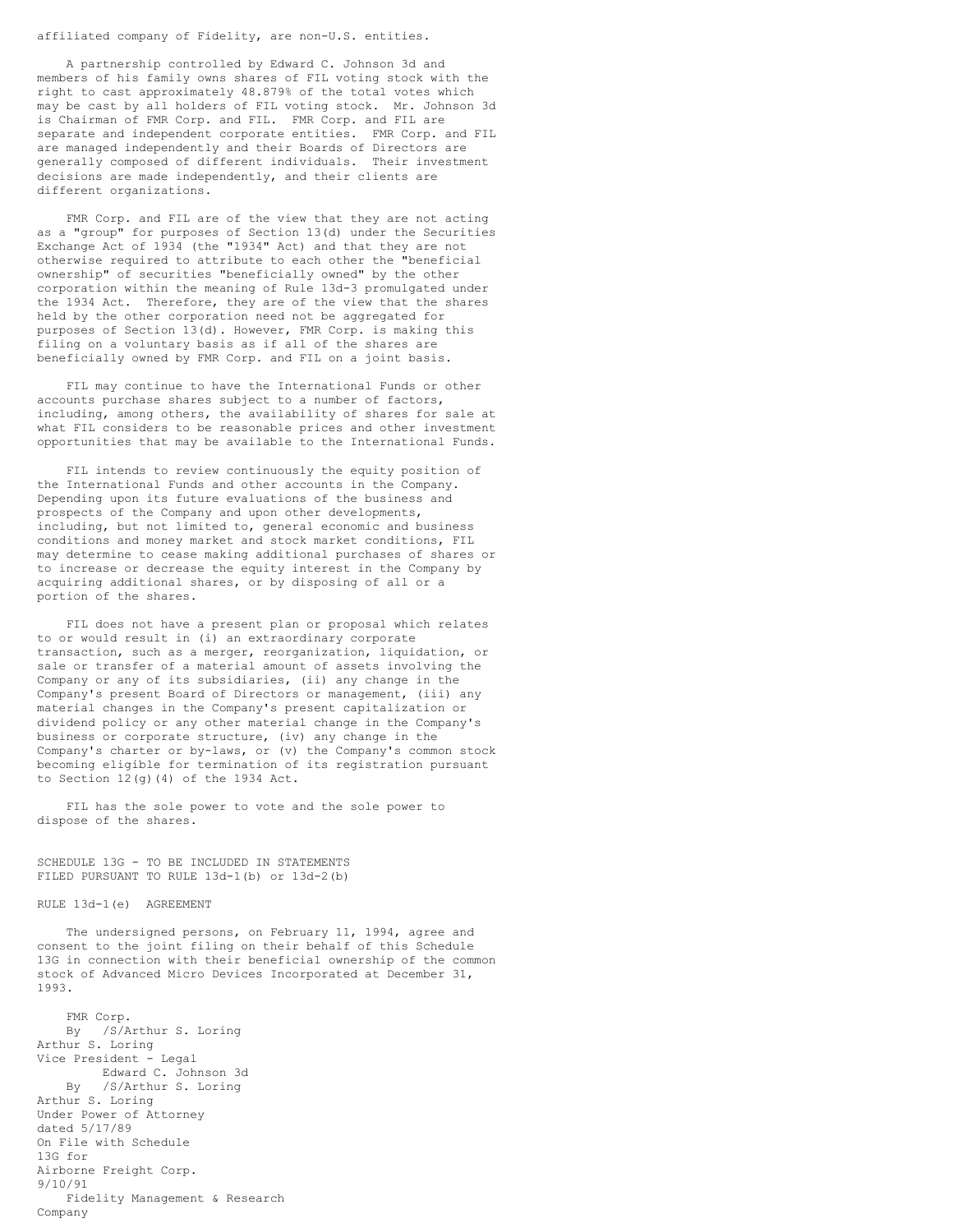affiliated company of Fidelity, are non-U.S. entities.

A partnership controlled by Edward C. Johnson 3d and members of his family owns shares of FIL voting stock with the right to cast approximately 48.879% of the total votes which may be cast by all holders of FIL voting stock. Mr. Johnson 3d is Chairman of FMR Corp. and FIL. FMR Corp. and FIL are separate and independent corporate entities. FMR Corp. and FIL are managed independently and their Boards of Directors are generally composed of different individuals. Their investment decisions are made independently, and their clients are different organizations.

FMR Corp. and FIL are of the view that they are not acting as a "group" for purposes of Section 13(d) under the Securities Exchange Act of 1934 (the "1934" Act) and that they are not otherwise required to attribute to each other the "beneficial ownership" of securities "beneficially owned" by the other corporation within the meaning of Rule 13d-3 promulgated under the 1934 Act. Therefore, they are of the view that the shares held by the other corporation need not be aggregated for purposes of Section 13(d). However, FMR Corp. is making this filing on a voluntary basis as if all of the shares are beneficially owned by FMR Corp. and FIL on a joint basis.

FIL may continue to have the International Funds or other accounts purchase shares subject to a number of factors, including, among others, the availability of shares for sale at what FIL considers to be reasonable prices and other investment opportunities that may be available to the International Funds.

FIL intends to review continuously the equity position of the International Funds and other accounts in the Company. Depending upon its future evaluations of the business and prospects of the Company and upon other developments, including, but not limited to, general economic and business conditions and money market and stock market conditions, FIL may determine to cease making additional purchases of shares or to increase or decrease the equity interest in the Company by acquiring additional shares, or by disposing of all or a portion of the shares.

FIL does not have a present plan or proposal which relates to or would result in (i) an extraordinary corporate transaction, such as a merger, reorganization, liquidation, or sale or transfer of a material amount of assets involving the Company or any of its subsidiaries, (ii) any change in the Company's present Board of Directors or management, (iii) any material changes in the Company's present capitalization or dividend policy or any other material change in the Company's business or corporate structure, (iv) any change in the Company's charter or by-laws, or (v) the Company's common stock becoming eligible for termination of its registration pursuant to Section 12(g)(4) of the 1934 Act.

FIL has the sole power to vote and the sole power to dispose of the shares.

SCHEDULE 13G - TO BE INCLUDED IN STATEMENTS FILED PURSUANT TO RULE 13d-1(b) or 13d-2(b)

RULE 13d-1(e) AGREEMENT

The undersigned persons, on February 11, 1994, agree and consent to the joint filing on their behalf of this Schedule 13G in connection with their beneficial ownership of the common stock of Advanced Micro Devices Incorporated at December 31, 1993.

FMR Corp.
By /S/Arthur S. Loring
Arthur S. Loring
Vice President - Legal

Edward C. Johnson 3d
By /S/Arthur S. Loring
Arthur S. Loring
Under Power of Attorney
dated 5/17/89
On File with Schedule
13G for
Airborne Freight Corp.
9/10/91

Fidelity Management & Research
Company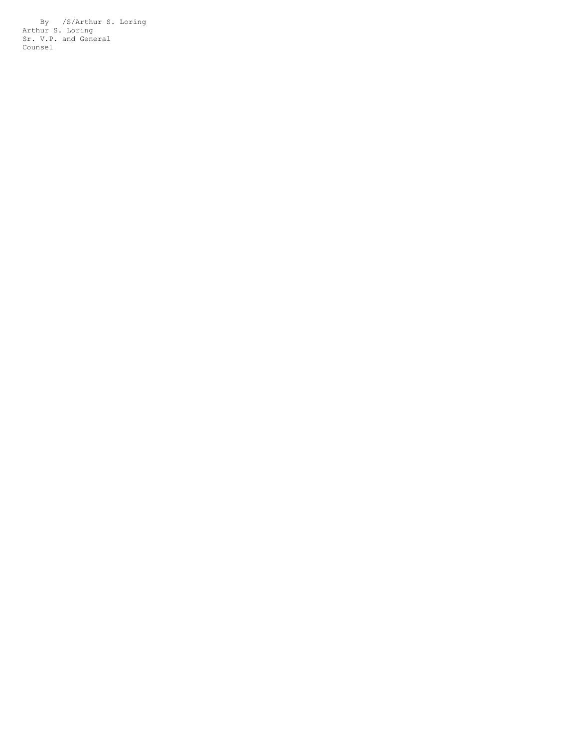By /S/Arthur S. Loring
Arthur S. Loring
Sr. V.P. and General
Counsel